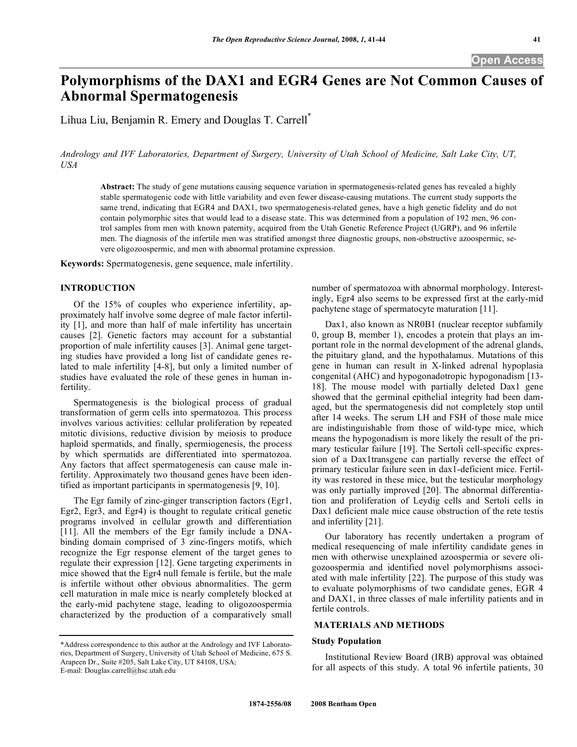# Polymorphisms of the DAX1 and EGR4 Genes are Not Common Causes of Abnormal Spermatogenesis

Lihua Liu, Benjamin R. Emery and Douglas T. Carrell*

*Andrology and IVF Laboratories, Department of Surgery, University of Utah School of Medicine, Salt Lake City, UT, USA*

**Abstract:** The study of gene mutations causing sequence variation in spermatogenesis-related genes has revealed a highly stable spermatogenic code with little variability and even fewer disease-causing mutations. The current study supports the same trend, indicating that EGR4 and DAX1, two spermatogenesis-related genes, have a high genetic fidelity and do not contain polymorphic sites that would lead to a disease state. This was determined from a population of 192 men, 96 control samples from men with known paternity, acquired from the Utah Genetic Reference Project (UGRP), and 96 infertile men. The diagnosis of the infertile men was stratified amongst three diagnostic groups, non-obstructive azoospermic, severe oligozoospermic, and men with abnormal protamine expression.

**Keywords:** Spermatogenesis, gene sequence, male infertility.

## INTRODUCTION

Of the 15% of couples who experience infertility, approximately half involve some degree of male factor infertility [1], and more than half of male infertility has uncertain causes [2]. Genetic factors may account for a substantial proportion of male infertility causes [3]. Animal gene targeting studies have provided a long list of candidate genes related to male infertility [4-8], but only a limited number of studies have evaluated the role of these genes in human infertility.

Spermatogenesis is the biological process of gradual transformation of germ cells into spermatozoa. This process involves various activities: cellular proliferation by repeated mitotic divisions, reductive division by meiosis to produce haploid spermatids, and finally, spermiogenesis, the process by which spermatids are differentiated into spermatozoa. Any factors that affect spermatogenesis can cause male infertility. Approximately two thousand genes have been identified as important participants in spermatogenesis [9, 10].

The Egr family of zinc-ginger transcription factors (Egr1, Egr2, Egr3, and Egr4) is thought to regulate critical genetic programs involved in cellular growth and differentiation [11]. All the members of the Egr family include a DNA-binding domain comprised of 3 zinc-fingers motifs, which recognize the Egr response element of the target genes to regulate their expression [12]. Gene targeting experiments in mice showed that the Egr4 null female is fertile, but the male is infertile without other obvious abnormalities. The germ cell maturation in male mice is nearly completely blocked at the early-mid pachytene stage, leading to oligozoospermia characterized by the production of a comparatively small number of spermatozoa with abnormal morphology. Interestingly, Egr4 also seems to be expressed first at the early-mid pachytene stage of spermatocyte maturation [11].

Dax1, also known as NR0B1 (nuclear receptor subfamily 0, group B, member 1), encodes a protein that plays an important role in the normal development of the adrenal glands, the pituitary gland, and the hypothalamus. Mutations of this gene in human can result in X-linked adrenal hypoplasia congenital (AHC) and hypogonadotropic hypogonadism [13-18]. The mouse model with partially deleted Dax1 gene showed that the germinal epithelial integrity had been damaged, but the spermatogenesis did not completely stop until after 14 weeks. The serum LH and FSH of those male mice are indistinguishable from those of wild-type mice, which means the hypogonadism is more likely the result of the primary testicular failure [19]. The Sertoli cell-specific expression of a Dax1transgene can partially reverse the effect of primary testicular failure seen in dax1-deficient mice. Fertility was restored in these mice, but the testicular morphology was only partially improved [20]. The abnormal differentiation and proliferation of Leydig cells and Sertoli cells in Dax1 deficient male mice cause obstruction of the rete testis and infertility [21].

Our laboratory has recently undertaken a program of medical resequencing of male infertility candidate genes in men with otherwise unexplained azoospermia or severe oligozoospermia and identified novel polymorphisms associated with male infertility [22]. The purpose of this study was to evaluate polymorphisms of two candidate genes, EGR 4 and DAX1, in three classes of male infertility patients and in fertile controls.

## MATERIALS AND METHODS

### Study Population

Institutional Review Board (IRB) approval was obtained for all aspects of this study. A total 96 infertile patients, 30

*Address correspondence to this author at the Andrology and IVF Laboratories, Department of Surgery, University of Utah School of Medicine, 675 S. Arapeen Dr., Suite #205, Salt Lake City, UT 84108, USA; E-mail: Douglas.carrell@hsc.utah.edu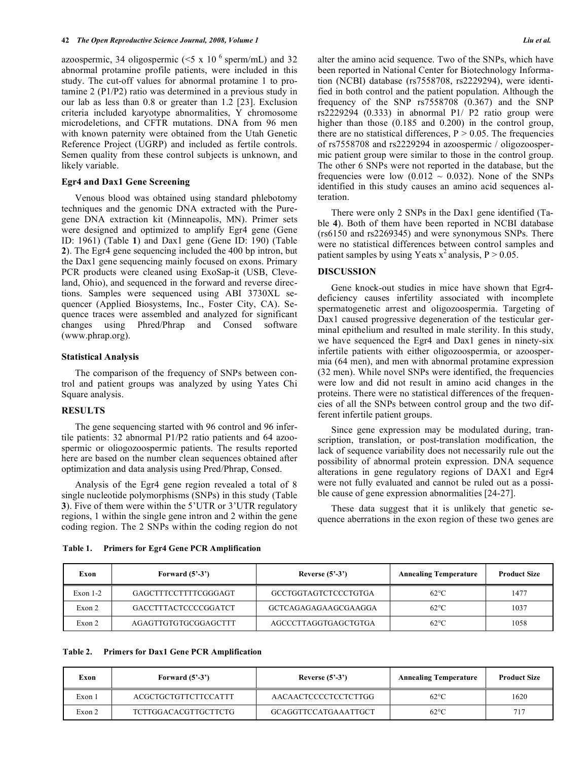azoospermic, 34 oligospermic ($<5 \times 10^6$ sperm/mL) and 32 abnormal protamine profile patients, were included in this study. The cut-off values for abnormal protamine 1 to protamine 2 (P1/P2) ratio was determined in a previous study in our lab as less than 0.8 or greater than 1.2 [23]. Exclusion criteria included karyotype abnormalities, Y chromosome microdeletions, and CFTR mutations. DNA from 96 men with known paternity were obtained from the Utah Genetic Reference Project (UGRP) and included as fertile controls. Semen quality from these control subjects is unknown, and likely variable.

### Egr4 and Dax1 Gene Screening

Venous blood was obtained using standard phlebotomy techniques and the genomic DNA extracted with the Puregene DNA extraction kit (Minneapolis, MN). Primer sets were designed and optimized to amplify Egr4 gene (Gene ID: 1961) (Table **1**) and Dax1 gene (Gene ID: 190) (Table **2**). The Egr4 gene sequencing included the 400 bp intron, but the Dax1 gene sequencing mainly focused on exons. Primary PCR products were cleaned using ExoSap-it (USB, Cleveland, Ohio), and sequenced in the forward and reverse directions. Samples were sequenced using ABI 3730XL sequencer (Applied Biosystems, Inc., Foster City, CA). Sequence traces were assembled and analyzed for significant changes using Phred/Phrap and Consed software (www.phrap.org).

### Statistical Analysis

The comparison of the frequency of SNPs between control and patient groups was analyzed by using Yates Chi Square analysis.

## RESULTS

The gene sequencing started with 96 control and 96 infertile patients: 32 abnormal P1/P2 ratio patients and 64 azoospermic or oligozoospermic patients. The results reported here are based on the number clean sequences obtained after optimization and data analysis using Pred/Phrap, Consed.

Analysis of the Egr4 gene region revealed a total of 8 single nucleotide polymorphisms (SNPs) in this study (Table **3**). Five of them were within the 5'UTR or 3'UTR regulatory regions, 1 within the single gene intron and 2 within the gene coding region. The 2 SNPs within the coding region do not alter the amino acid sequence. Two of the SNPs, which have been reported in National Center for Biotechnology Information (NCBI) database (rs7558708, rs2229294), were identified in both control and the patient population. Although the frequency of the SNP rs7558708 (0.367) and the SNP rs2229294 (0.333) in abnormal P1/ P2 ratio group were higher than those (0.185 and 0.200) in the control group, there are no statistical differences, $P > 0.05$. The frequencies of rs7558708 and rs2229294 in azoospermic / oligozoospermic patient group were similar to those in the control group. The other 6 SNPs were not reported in the database, but the frequencies were low (0.012 ~ 0.032). None of the SNPs identified in this study causes an amino acid sequences alteration.

There were only 2 SNPs in the Dax1 gene identified (Table **4**). Both of them have been reported in NCBI database (rs6150 and rs2269345) and were synonymous SNPs. There were no statistical differences between control samples and patient samples by using Yeats $x^2$ analysis, $P > 0.05$.

## DISCUSSION

Gene knock-out studies in mice have shown that Egr4-deficiency causes infertility associated with incomplete spermatogenetic arrest and oligozoospermia. Targeting of Dax1 caused progressive degeneration of the testicular germinal epithelium and resulted in male sterility. In this study, we have sequenced the Egr4 and Dax1 genes in ninety-six infertile patients with either oligozoospermia, or azoospermia (64 men), and men with abnormal protamine expression (32 men). While novel SNPs were identified, the frequencies were low and did not result in amino acid changes in the proteins. There were no statistical differences of the frequencies of all the SNPs between control group and the two different infertile patient groups.

Since gene expression may be modulated during, transcription, translation, or post-translation modification, the lack of sequence variability does not necessarily rule out the possibility of abnormal protein expression. DNA sequence alterations in gene regulatory regions of DAX1 and Egr4 were not fully evaluated and cannot be ruled out as a possible cause of gene expression abnormalities [24-27].

These data suggest that it is unlikely that genetic sequence aberrations in the exon region of these two genes are

**Table 1. Primers for Egr4 Gene PCR Amplification**

| Exon | Forward (5'-3') | Reverse (5'-3') | Annealing Temperature | Product Size |
|---|---|---|---|---|
| Exon 1-2 | GAGCTTTCCTTTTCGGGAGT | GCCTGGTAGTCTCCCTGTGA | 62°C | 1477 |
| Exon 2 | GACCTTTACTCCCCGGATCT | GCTCAGAGAGAAGCGAAGGA | 62°C | 1037 |
| Exon 2 | AGAGTTGTGTGCGGAGCTTT | AGCCCTTAGGTGAGCTGTGA | 62°C | 1058 |

**Table 2. Primers for Dax1 Gene PCR Amplification**

| Exon | Forward (5'-3') | Reverse (5'-3') | Annealing Temperature | Product Size |
|---|---|---|---|---|
| Exon 1 | ACGCTGCTGTTCTTCCATTT | AACAACTCCCCTCCTCTTGG | 62°C | 1620 |
| Exon 2 | TCTTGGACACGTTGCTTCTG | GCAGGTTCCATGAAATTGCT | 62°C | 717 |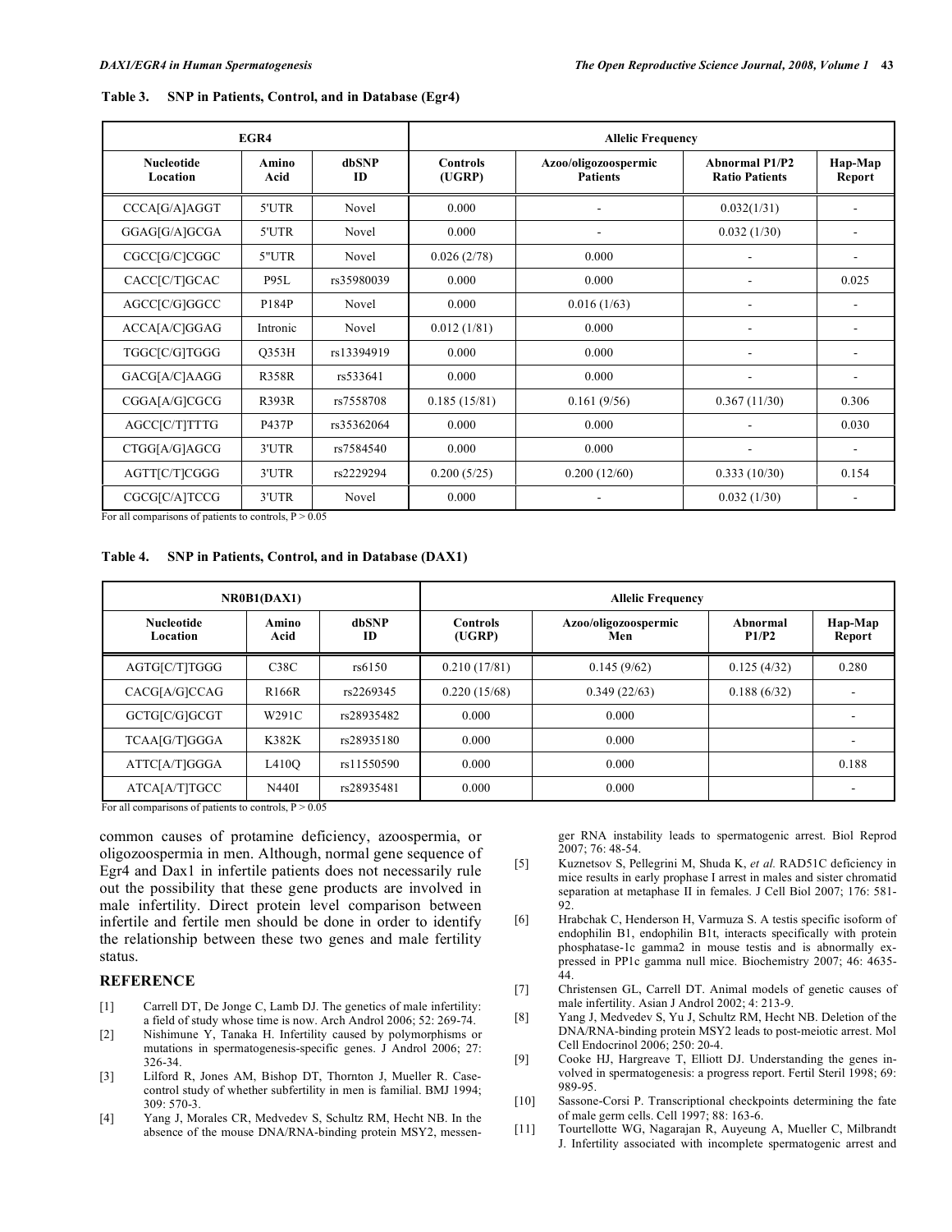**Table 3. SNP in Patients, Control, and in Database (Egr4)**

| EGR4 | | | Allelic Frequency | | | |
|---|---|---|---|---|---|---|
| Nucleotide Location | Amino Acid | dbSNP ID | Controls (UGRP) | Azoo/oligozoospermic Patients | Abnormal P1/P2 Ratio Patients | Hap-Map Report |
| CCCA[G/A]AGGT | 5'UTR | Novel | 0.000 | - | 0.032(1/31) | - |
| GGAG[G/A]GCGA | 5'UTR | Novel | 0.000 | - | 0.032 (1/30) | - |
| CGCC[G/C]CGGC | 5"UTR | Novel | 0.026 (2/78) | 0.000 | - | - |
| CACC[C/T]GCAC | P95L | rs35980039 | 0.000 | 0.000 | - | 0.025 |
| AGCC[C/G]GGCC | P184P | Novel | 0.000 | 0.016 (1/63) | - | - |
| ACCA[A/C]GGAG | Intronic | Novel | 0.012 (1/81) | 0.000 | - | - |
| TGGC[C/G]TGGG | Q353H | rs13394919 | 0.000 | 0.000 | - | - |
| GACG[A/C]AAGG | R358R | rs533641 | 0.000 | 0.000 | - | - |
| CGGA[A/G]CGCG | R393R | rs7558708 | 0.185 (15/81) | 0.161 (9/56) | 0.367 (11/30) | 0.306 |
| AGCC[C/T]TTTG | P437P | rs35362064 | 0.000 | 0.000 | - | 0.030 |
| CTGG[A/G]AGCG | 3'UTR | rs7584540 | 0.000 | 0.000 | - | - |
| AGTT[C/T]CGGG | 3'UTR | rs2229294 | 0.200 (5/25) | 0.200 (12/60) | 0.333 (10/30) | 0.154 |
| CGCG[C/A]TCCG | 3'UTR | Novel | 0.000 | - | 0.032 (1/30) | - |

For all comparisons of patients to controls, $P > 0.05$

**Table 4. SNP in Patients, Control, and in Database (DAX1)**

| NR0B1(DAX1) | | | Allelic Frequency | | | |
|---|---|---|---|---|---|---|
| Nucleotide Location | Amino Acid | dbSNP ID | Controls (UGRP) | Azoo/oligozoospermic Men | Abnormal P1/P2 | Hap-Map Report |
| AGTG[C/T]TGGG | C38C | rs6150 | 0.210 (17/81) | 0.145 (9/62) | 0.125 (4/32) | 0.280 |
| CACG[A/G]CCAG | R166R | rs2269345 | 0.220 (15/68) | 0.349 (22/63) | 0.188 (6/32) | - |
| GCTG[C/G]GCGT | W291C | rs28935482 | 0.000 | 0.000 | | - |
| TCAA[G/T]GGGA | K382K | rs28935180 | 0.000 | 0.000 | | - |
| ATTC[A/T]GGGA | L410Q | rs11550590 | 0.000 | 0.000 | | 0.188 |
| ATCA[A/T]TGCC | N440I | rs28935481 | 0.000 | 0.000 | | - |

For all comparisons of patients to controls, $P > 0.05$

common causes of protamine deficiency, azoospermia, or oligozoospermia in men. Although, normal gene sequence of Egr4 and Dax1 in infertile patients does not necessarily rule out the possibility that these gene products are involved in male infertility. Direct protein level comparison between infertile and fertile men should be done in order to identify the relationship between these two genes and male fertility status.

## REFERENCE

[1] Carrell DT, De Jonge C, Lamb DJ. The genetics of male infertility: a field of study whose time is now. Arch Androl 2006; 52: 269-74.

[2] Nishimune Y, Tanaka H. Infertility caused by polymorphisms or mutations in spermatogenesis-specific genes. J Androl 2006; 27: 326-34.

[3] Lilford R, Jones AM, Bishop DT, Thornton J, Mueller R. Case-control study of whether subfertility in men is familial. BMJ 1994; 309: 570-3.

[4] Yang J, Morales CR, Medvedev S, Schultz RM, Hecht NB. In the absence of the mouse DNA/RNA-binding protein MSY2, messenger RNA instability leads to spermatogenic arrest. Biol Reprod 2007; 76: 48-54.

[5] Kuznetsov S, Pellegrini M, Shuda K, *et al.* RAD51C deficiency in mice results in early prophase I arrest in males and sister chromatid separation at metaphase II in females. J Cell Biol 2007; 176: 581-92.

[6] Hrabchak C, Henderson H, Varmuza S. A testis specific isoform of endophilin B1, endophilin B1t, interacts specifically with protein phosphatase-1c gamma2 in mouse testis and is abnormally expressed in PP1c gamma null mice. Biochemistry 2007; 46: 4635-44.

[7] Christensen GL, Carrell DT. Animal models of genetic causes of male infertility. Asian J Androl 2002; 4: 213-9.

[8] Yang J, Medvedev S, Yu J, Schultz RM, Hecht NB. Deletion of the DNA/RNA-binding protein MSY2 leads to post-meiotic arrest. Mol Cell Endocrinol 2006; 250: 20-4.

[9] Cooke HJ, Hargreave T, Elliott DJ. Understanding the genes involved in spermatogenesis: a progress report. Fertil Steril 1998; 69: 989-95.

[10] Sassone-Corsi P. Transcriptional checkpoints determining the fate of male germ cells. Cell 1997; 88: 163-6.

[11] Tourtellotte WG, Nagarajan R, Auyeung A, Mueller C, Milbrandt J. Infertility associated with incomplete spermatogenic arrest and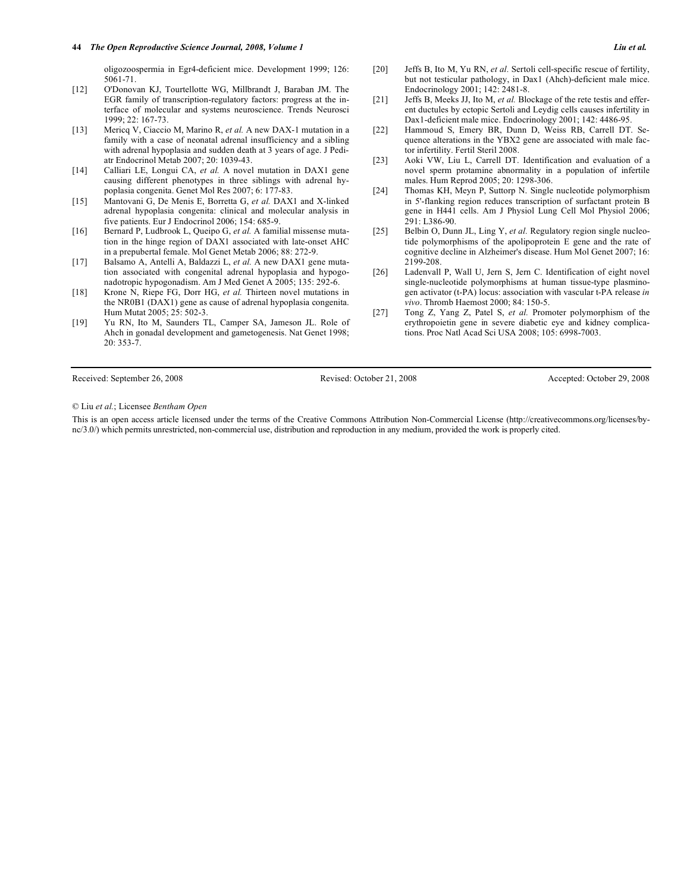oligozoospermia in Egr4-deficient mice. Development 1999; 126: 5061-71.

[12] O'Donovan KJ, Tourtellotte WG, Millbrandt J, Baraban JM. The EGR family of transcription-regulatory factors: progress at the interface of molecular and systems neuroscience. Trends Neurosci 1999; 22: 167-73.

[13] Mericq V, Ciaccio M, Marino R, *et al.* A new DAX-1 mutation in a family with a case of neonatal adrenal insufficiency and a sibling with adrenal hypoplasia and sudden death at 3 years of age. J Pediatr Endocrinol Metab 2007; 20: 1039-43.

[14] Calliari LE, Longui CA, *et al.* A novel mutation in DAX1 gene causing different phenotypes in three siblings with adrenal hypoplasia congenita. Genet Mol Res 2007; 6: 177-83.

[15] Mantovani G, De Menis E, Borretta G, *et al.* DAX1 and X-linked adrenal hypoplasia congenita: clinical and molecular analysis in five patients. Eur J Endocrinol 2006; 154: 685-9.

[16] Bernard P, Ludbrook L, Queipo G, *et al.* A familial missense mutation in the hinge region of DAX1 associated with late-onset AHC in a prepubertal female. Mol Genet Metab 2006; 88: 272-9.

[17] Balsamo A, Antelli A, Baldazzi L, *et al.* A new DAX1 gene mutation associated with congenital adrenal hypoplasia and hypogonadotropic hypogonadism. Am J Med Genet A 2005; 135: 292-6.

[18] Krone N, Riepe FG, Dorr HG, *et al.* Thirteen novel mutations in the NR0B1 (DAX1) gene as cause of adrenal hypoplasia congenita. Hum Mutat 2005; 25: 502-3.

[19] Yu RN, Ito M, Saunders TL, Camper SA, Jameson JL. Role of Ahch in gonadal development and gametogenesis. Nat Genet 1998; 20: 353-7.

[20] Jeffs B, Ito M, Yu RN, *et al.* Sertoli cell-specific rescue of fertility, but not testicular pathology, in Dax1 (Ahch)-deficient male mice. Endocrinology 2001; 142: 2481-8.

[21] Jeffs B, Meeks JJ, Ito M, *et al.* Blockage of the rete testis and efferent ductules by ectopic Sertoli and Leydig cells causes infertility in Dax1-deficient male mice. Endocrinology 2001; 142: 4486-95.

[22] Hammoud S, Emery BR, Dunn D, Weiss RB, Carrell DT. Sequence alterations in the YBX2 gene are associated with male factor infertility. Fertil Steril 2008.

[23] Aoki VW, Liu L, Carrell DT. Identification and evaluation of a novel sperm protamine abnormality in a population of infertile males. Hum Reprod 2005; 20: 1298-306.

[24] Thomas KH, Meyn P, Suttorp N. Single nucleotide polymorphism in 5'-flanking region reduces transcription of surfactant protein B gene in H441 cells. Am J Physiol Lung Cell Mol Physiol 2006; 291: L386-90.

[25] Belbin O, Dunn JL, Ling Y, *et al.* Regulatory region single nucleotide polymorphisms of the apolipoprotein E gene and the rate of cognitive decline in Alzheimer's disease. Hum Mol Genet 2007; 16: 2199-208.

[26] Ladenvall P, Wall U, Jern S, Jern C. Identification of eight novel single-nucleotide polymorphisms at human tissue-type plasminogen activator (t-PA) locus: association with vascular t-PA release *in vivo*. Thromb Haemost 2000; 84: 150-5.

[27] Tong Z, Yang Z, Patel S, *et al.* Promoter polymorphism of the erythropoietin gene in severe diabetic eye and kidney complications. Proc Natl Acad Sci USA 2008; 105: 6998-7003.

Received: September 26, 2008 Revised: October 21, 2008 Accepted: October 29, 2008

© Liu *et al.*; Licensee *Bentham Open*

This is an open access article licensed under the terms of the Creative Commons Attribution Non-Commercial License (http://creativecommons.org/licenses/by-nc/3.0/) which permits unrestricted, non-commercial use, distribution and reproduction in any medium, provided the work is properly cited.